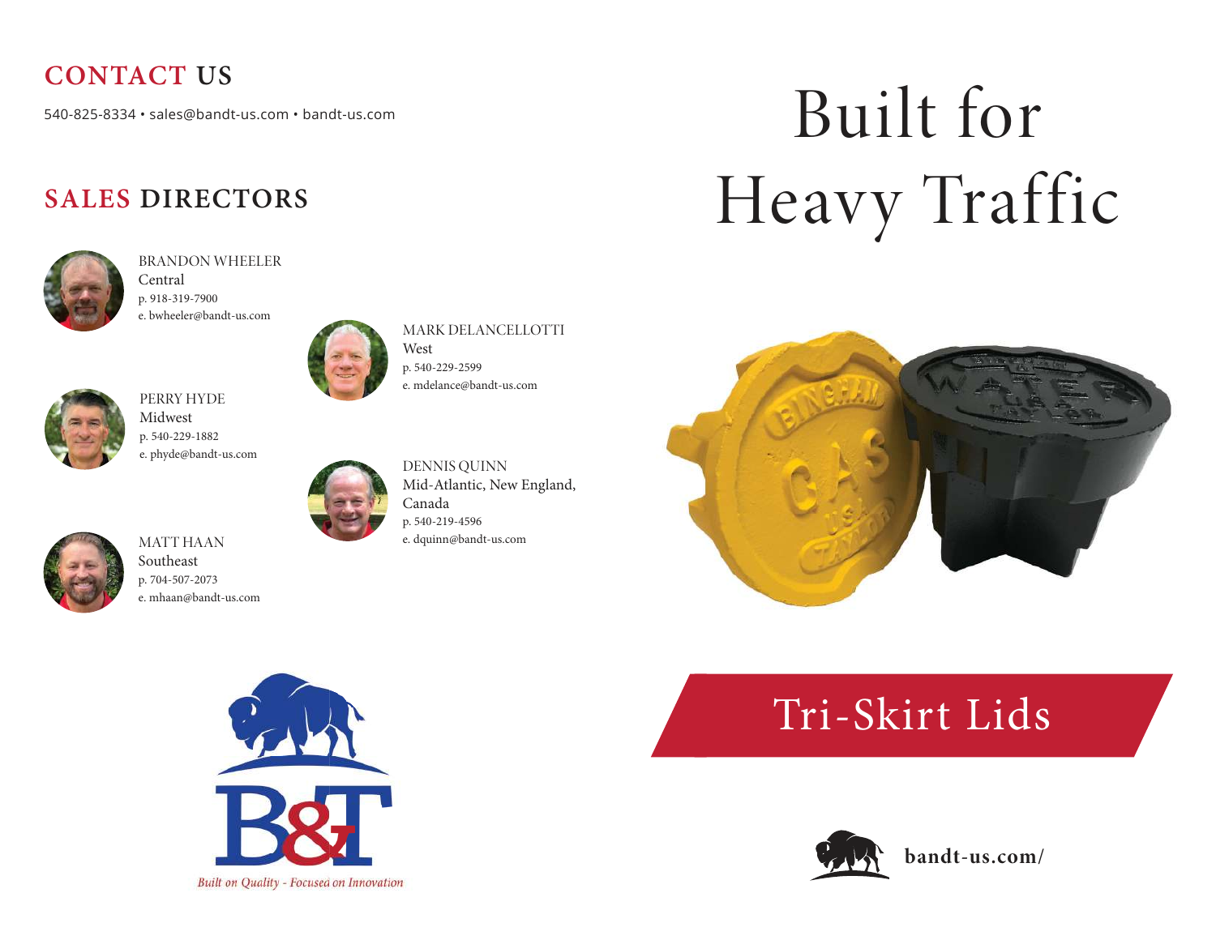## CONTACT US

540-825-8334 • sales@bandt-us.com • bandt-us.com

## SALES DIRECTORS

BRANDON WHEELER
Central
p. 918-319-7900
e. bwheeler@bandt-us.com

MARK DELANCELLOTTI
West
p. 540-229-2599
e. mdelance@bandt-us.com

PERRY HYDE
Midwest
p. 540-229-1882
e. phyde@bandt-us.com

DENNIS QUINN
Mid-Atlantic, New England, Canada
p. 540-219-4596
e. dquinn@bandt-us.com

MATT HAAN
Southeast
p. 704-507-2073
e. mhaan@bandt-us.com

B&T

*Built on Quality - Focused on Innovation*

# Built for Heavy Traffic

## Tri-Skirt Lids

**bandt-us.com/**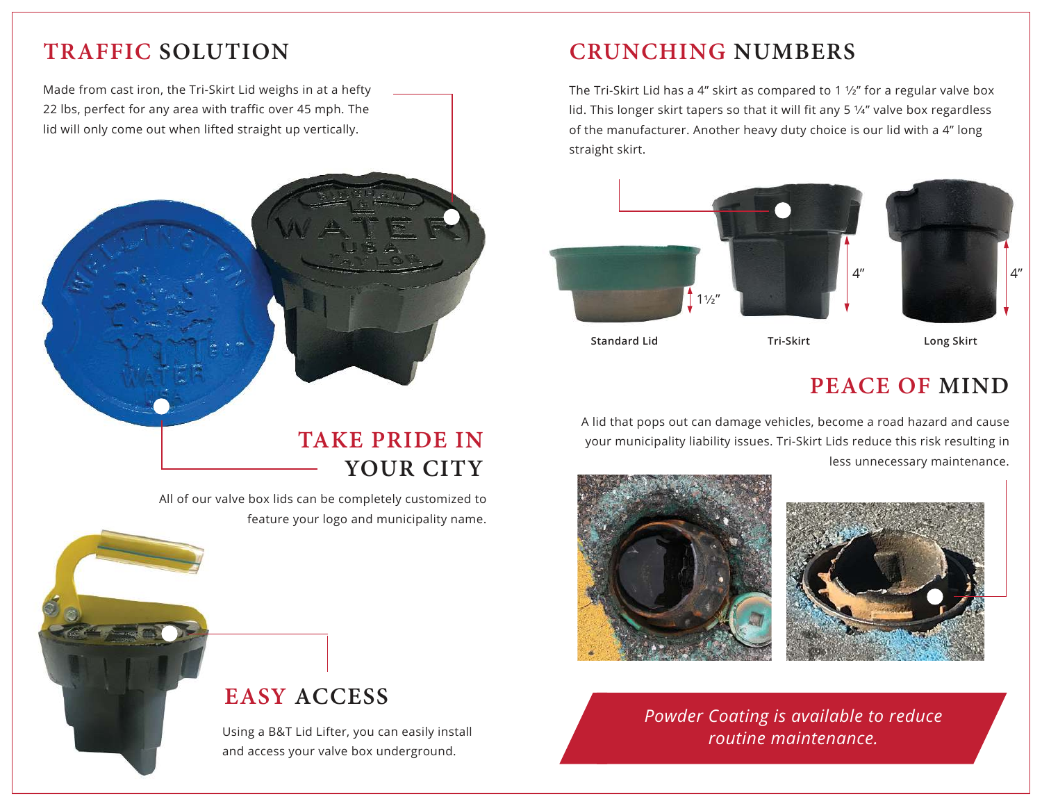## TRAFFIC SOLUTION

Made from cast iron, the Tri-Skirt Lid weighs in at a hefty 22 lbs, perfect for any area with traffic over 45 mph. The lid will only come out when lifted straight up vertically.

## TAKE PRIDE IN YOUR CITY

All of our valve box lids can be completely customized to feature your logo and municipality name.

## EASY ACCESS

Using a B&T Lid Lifter, you can easily install and access your valve box underground.

## CRUNCHING NUMBERS

The Tri-Skirt Lid has a 4" skirt as compared to 1 ½" for a regular valve box lid. This longer skirt tapers so that it will fit any 5 ¼" valve box regardless of the manufacturer. Another heavy duty choice is our lid with a 4" long straight skirt.

1½"

Standard Lid

4"

Tri-Skirt

4"

Long Skirt

## PEACE OF MIND

A lid that pops out can damage vehicles, become a road hazard and cause your municipality liability issues. Tri-Skirt Lids reduce this risk resulting in less unnecessary maintenance.

*Powder Coating is available to reduce routine maintenance.*